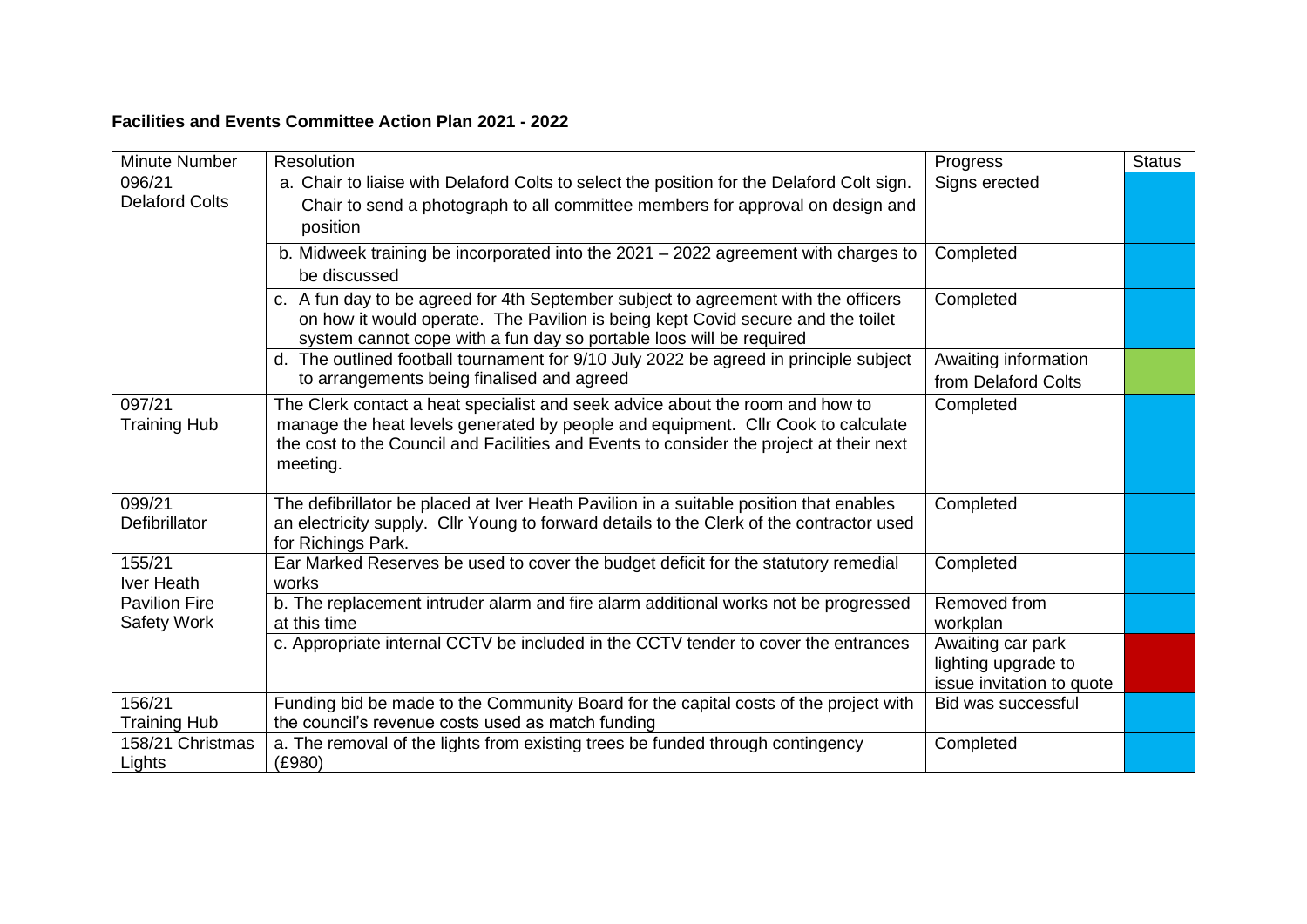**Facilities and Events Committee Action Plan 2021 - 2022**

| Minute Number | Resolution | Progress | Status |
|---|---|---|---|
| 096/21 Delaford Colts | a. Chair to liaise with Delaford Colts to select the position for the Delaford Colt sign. Chair to send a photograph to all committee members for approval on design and position | Signs erected | |
| | b. Midweek training be incorporated into the 2021 – 2022 agreement with charges to be discussed | Completed | |
| | c. A fun day to be agreed for 4th September subject to agreement with the officers on how it would operate. The Pavilion is being kept Covid secure and the toilet system cannot cope with a fun day so portable loos will be required | Completed | |
| | d. The outlined football tournament for 9/10 July 2022 be agreed in principle subject to arrangements being finalised and agreed | Awaiting information from Delaford Colts | |
| 097/21 Training Hub | The Clerk contact a heat specialist and seek advice about the room and how to manage the heat levels generated by people and equipment. Cllr Cook to calculate the cost to the Council and Facilities and Events to consider the project at their next meeting. | Completed | |
| 099/21 Defibrillator | The defibrillator be placed at Iver Heath Pavilion in a suitable position that enables an electricity supply. Cllr Young to forward details to the Clerk of the contractor used for Richings Park. | Completed | |
| 155/21 Iver Heath Pavilion Fire Safety Work | Ear Marked Reserves be used to cover the budget deficit for the statutory remedial works | Completed | |
| | b. The replacement intruder alarm and fire alarm additional works not be progressed at this time | Removed from workplan | |
| | c. Appropriate internal CCTV be included in the CCTV tender to cover the entrances | Awaiting car park lighting upgrade to issue invitation to quote | |
| 156/21 Training Hub | Funding bid be made to the Community Board for the capital costs of the project with the council's revenue costs used as match funding | Bid was successful | |
| 158/21 Christmas Lights | a. The removal of the lights from existing trees be funded through contingency (£980) | Completed | |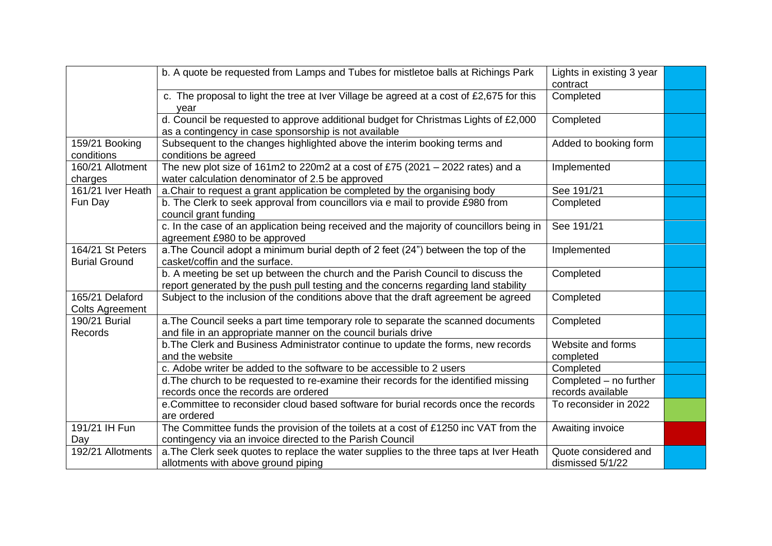| | | | |
|---|---|---|---|
| | b. A quote be requested from Lamps and Tubes for mistletoe balls at Richings Park | Lights in existing 3 year contract | |
| | c. The proposal to light the tree at Iver Village be agreed at a cost of £2,675 for this year | Completed | |
| | d. Council be requested to approve additional budget for Christmas Lights of £2,000 as a contingency in case sponsorship is not available | Completed | |
| 159/21 Booking conditions | Subsequent to the changes highlighted above the interim booking terms and conditions be agreed | Added to booking form | |
| 160/21 Allotment charges | The new plot size of 161m2 to 220m2 at a cost of £75 (2021 – 2022 rates) and a water calculation denominator of 2.5 be approved | Implemented | |
| 161/21 Iver Heath Fun Day | a.Chair to request a grant application be completed by the organising body | See 191/21 | |
| | b. The Clerk to seek approval from councillors via e mail to provide £980 from council grant funding | Completed | |
| | c. In the case of an application being received and the majority of councillors being in agreement £980 to be approved | See 191/21 | |
| 164/21 St Peters Burial Ground | a.The Council adopt a minimum burial depth of 2 feet (24") between the top of the casket/coffin and the surface. | Implemented | |
| | b. A meeting be set up between the church and the Parish Council to discuss the report generated by the push pull testing and the concerns regarding land stability | Completed | |
| 165/21 Delaford Colts Agreement | Subject to the inclusion of the conditions above that the draft agreement be agreed | Completed | |
| 190/21 Burial Records | a.The Council seeks a part time temporary role to separate the scanned documents and file in an appropriate manner on the council burials drive | Completed | |
| | b.The Clerk and Business Administrator continue to update the forms, new records and the website | Website and forms completed | |
| | c. Adobe writer be added to the software to be accessible to 2 users | Completed | |
| | d.The church to be requested to re-examine their records for the identified missing records once the records are ordered | Completed – no further records available | |
| | e.Committee to reconsider cloud based software for burial records once the records are ordered | To reconsider in 2022 | |
| 191/21 IH Fun Day | The Committee funds the provision of the toilets at a cost of £1250 inc VAT from the contingency via an invoice directed to the Parish Council | Awaiting invoice | |
| 192/21 Allotments | a.The Clerk seek quotes to replace the water supplies to the three taps at Iver Heath allotments with above ground piping | Quote considered and dismissed 5/1/22 | |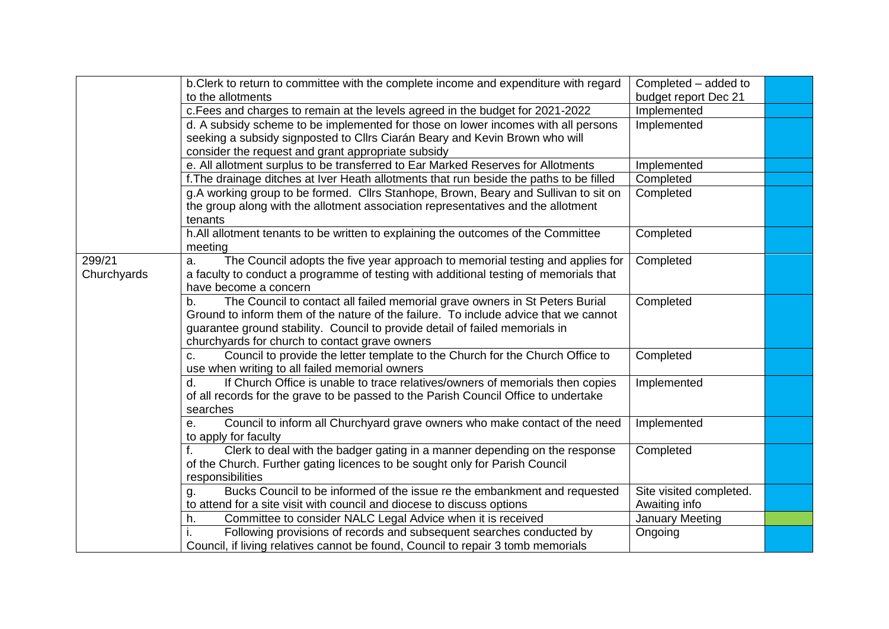| | | | |
|---|---|---|---|
| | b.Clerk to return to committee with the complete income and expenditure with regard to the allotments | Completed – added to budget report Dec 21 | |
| | c.Fees and charges to remain at the levels agreed in the budget for 2021-2022 | Implemented | |
| | d. A subsidy scheme to be implemented for those on lower incomes with all persons seeking a subsidy signposted to Cllrs Ciarán Beary and Kevin Brown who will consider the request and grant appropriate subsidy | Implemented | |
| | e. All allotment surplus to be transferred to Ear Marked Reserves for Allotments | Implemented | |
| | f.The drainage ditches at Iver Heath allotments that run beside the paths to be filled | Completed | |
| | g.A working group to be formed. Cllrs Stanhope, Brown, Beary and Sullivan to sit on the group along with the allotment association representatives and the allotment tenants | Completed | |
| | h.All allotment tenants to be written to explaining the outcomes of the Committee meeting | Completed | |
| 299/21 Churchyards | a. The Council adopts the five year approach to memorial testing and applies for a faculty to conduct a programme of testing with additional testing of memorials that have become a concern | Completed | |
| | b. The Council to contact all failed memorial grave owners in St Peters Burial Ground to inform them of the nature of the failure. To include advice that we cannot guarantee ground stability. Council to provide detail of failed memorials in churchyards for church to contact grave owners | Completed | |
| | c. Council to provide the letter template to the Church for the Church Office to use when writing to all failed memorial owners | Completed | |
| | d. If Church Office is unable to trace relatives/owners of memorials then copies of all records for the grave to be passed to the Parish Council Office to undertake searches | Implemented | |
| | e. Council to inform all Churchyard grave owners who make contact of the need to apply for faculty | Implemented | |
| | f. Clerk to deal with the badger gating in a manner depending on the response of the Church. Further gating licences to be sought only for Parish Council responsibilities | Completed | |
| | g. Bucks Council to be informed of the issue re the embankment and requested to attend for a site visit with council and diocese to discuss options | Site visited completed. Awaiting info | |
| | h. Committee to consider NALC Legal Advice when it is received | January Meeting | |
| | i. Following provisions of records and subsequent searches conducted by Council, if living relatives cannot be found, Council to repair 3 tomb memorials | Ongoing | |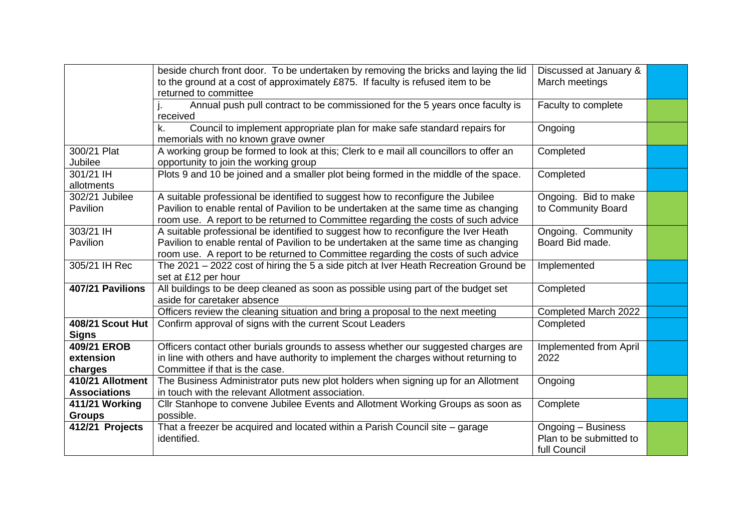| | | | |
|---|---|---|---|
| | beside church front door. To be undertaken by removing the bricks and laying the lid to the ground at a cost of approximately £875. If faculty is refused item to be returned to committee | Discussed at January & March meetings | |
| | j. Annual push pull contract to be commissioned for the 5 years once faculty is received | Faculty to complete | |
| | k. Council to implement appropriate plan for make safe standard repairs for memorials with no known grave owner | Ongoing | |
| 300/21 Plat Jubilee | A working group be formed to look at this; Clerk to e mail all councillors to offer an opportunity to join the working group | Completed | |
| 301/21 IH allotments | Plots 9 and 10 be joined and a smaller plot being formed in the middle of the space. | Completed | |
| 302/21 Jubilee Pavilion | A suitable professional be identified to suggest how to reconfigure the Jubilee Pavilion to enable rental of Pavilion to be undertaken at the same time as changing room use. A report to be returned to Committee regarding the costs of such advice | Ongoing. Bid to make to Community Board | |
| 303/21 IH Pavilion | A suitable professional be identified to suggest how to reconfigure the Iver Heath Pavilion to enable rental of Pavilion to be undertaken at the same time as changing room use. A report to be returned to Committee regarding the costs of such advice | Ongoing. Community Board Bid made. | |
| 305/21 IH Rec | The 2021 – 2022 cost of hiring the 5 a side pitch at Iver Heath Recreation Ground be set at £12 per hour | Implemented | |
| **407/21 Pavilions** | All buildings to be deep cleaned as soon as possible using part of the budget set aside for caretaker absence | Completed | |
| | Officers review the cleaning situation and bring a proposal to the next meeting | Completed March 2022 | |
| **408/21 Scout Hut Signs** | Confirm approval of signs with the current Scout Leaders | Completed | |
| **409/21 EROB extension charges** | Officers contact other burials grounds to assess whether our suggested charges are in line with others and have authority to implement the charges without returning to Committee if that is the case. | Implemented from April 2022 | |
| **410/21 Allotment Associations** | The Business Administrator puts new plot holders when signing up for an Allotment in touch with the relevant Allotment association. | Ongoing | |
| **411/21 Working Groups** | Cllr Stanhope to convene Jubilee Events and Allotment Working Groups as soon as possible. | Complete | |
| **412/21 Projects** | That a freezer be acquired and located within a Parish Council site – garage identified. | Ongoing – Business Plan to be submitted to full Council | |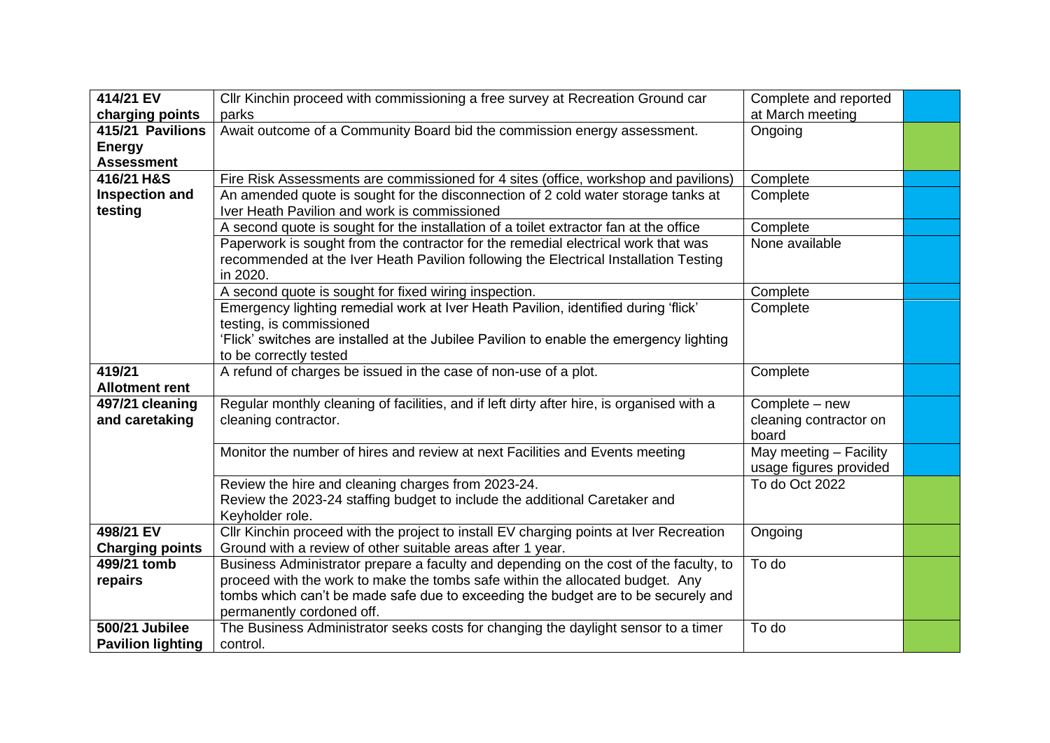| | | | |
|---|---|---|---|
| **414/21 EV charging points** | Cllr Kinchin proceed with commissioning a free survey at Recreation Ground car parks | Complete and reported at March meeting | |
| **415/21 Pavilions Energy Assessment** | Await outcome of a Community Board bid the commission energy assessment. | Ongoing | |
| **416/21 H&S Inspection and testing** | Fire Risk Assessments are commissioned for 4 sites (office, workshop and pavilions) | Complete | |
| | An amended quote is sought for the disconnection of 2 cold water storage tanks at Iver Heath Pavilion and work is commissioned | Complete | |
| | A second quote is sought for the installation of a toilet extractor fan at the office | Complete | |
| | Paperwork is sought from the contractor for the remedial electrical work that was recommended at the Iver Heath Pavilion following the Electrical Installation Testing in 2020. | None available | |
| | A second quote is sought for fixed wiring inspection. | Complete | |
| | Emergency lighting remedial work at Iver Heath Pavilion, identified during 'flick' testing, is commissioned<br>'Flick' switches are installed at the Jubilee Pavilion to enable the emergency lighting to be correctly tested | Complete | |
| **419/21 Allotment rent** | A refund of charges be issued in the case of non-use of a plot. | Complete | |
| **497/21 cleaning and caretaking** | Regular monthly cleaning of facilities, and if left dirty after hire, is organised with a cleaning contractor. | Complete – new cleaning contractor on board | |
| | Monitor the number of hires and review at next Facilities and Events meeting | May meeting – Facility usage figures provided | |
| | Review the hire and cleaning charges from 2023-24.<br>Review the 2023-24 staffing budget to include the additional Caretaker and Keyholder role. | To do Oct 2022 | |
| **498/21 EV Charging points** | Cllr Kinchin proceed with the project to install EV charging points at Iver Recreation Ground with a review of other suitable areas after 1 year. | Ongoing | |
| **499/21 tomb repairs** | Business Administrator prepare a faculty and depending on the cost of the faculty, to proceed with the work to make the tombs safe within the allocated budget. Any tombs which can't be made safe due to exceeding the budget are to be securely and permanently cordoned off. | To do | |
| **500/21 Jubilee Pavilion lighting** | The Business Administrator seeks costs for changing the daylight sensor to a timer control. | To do | |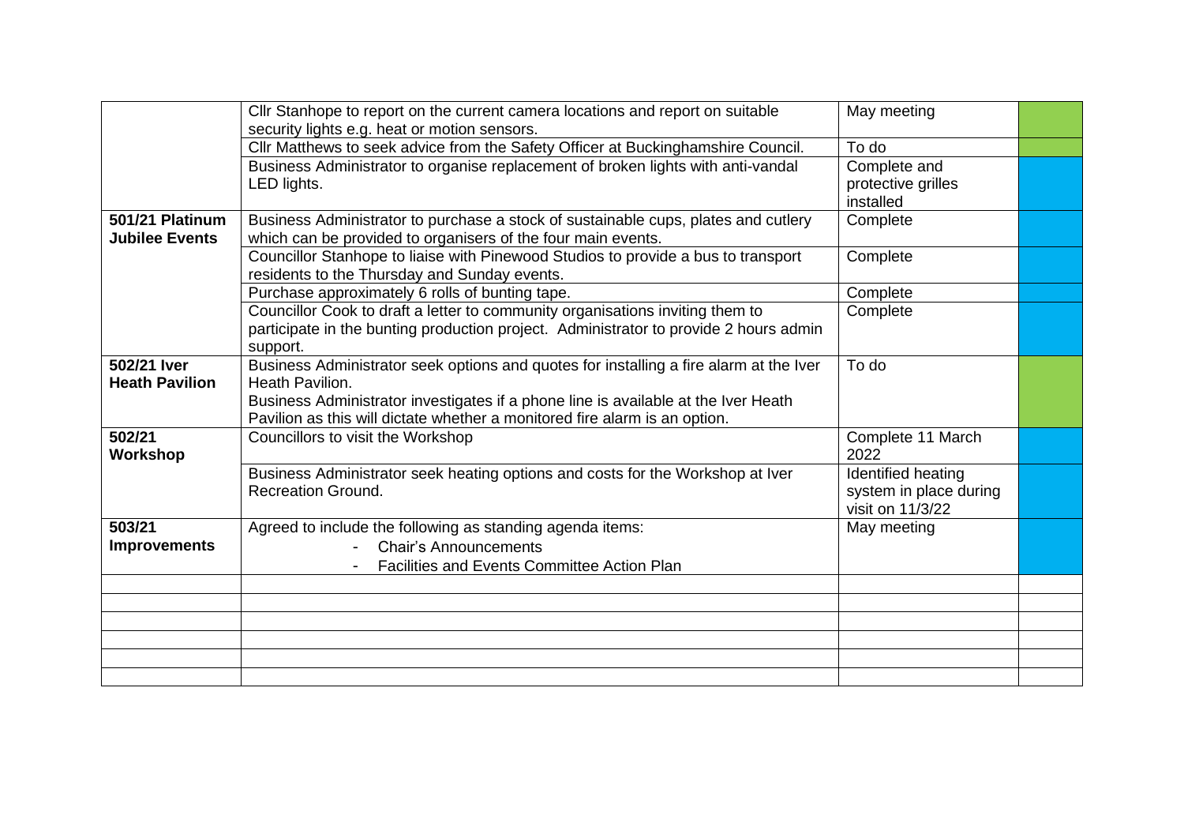| | | | |
|---|---|---|---|
| | Cllr Stanhope to report on the current camera locations and report on suitable security lights e.g. heat or motion sensors. | May meeting | |
| | Cllr Matthews to seek advice from the Safety Officer at Buckinghamshire Council. | To do | |
| | Business Administrator to organise replacement of broken lights with anti-vandal LED lights. | Complete and protective grilles installed | |
| **501/21 Platinum Jubilee Events** | Business Administrator to purchase a stock of sustainable cups, plates and cutlery which can be provided to organisers of the four main events. | Complete | |
| | Councillor Stanhope to liaise with Pinewood Studios to provide a bus to transport residents to the Thursday and Sunday events. | Complete | |
| | Purchase approximately 6 rolls of bunting tape. | Complete | |
| | Councillor Cook to draft a letter to community organisations inviting them to participate in the bunting production project. Administrator to provide 2 hours admin support. | Complete | |
| **502/21 Iver Heath Pavilion** | Business Administrator seek options and quotes for installing a fire alarm at the Iver Heath Pavilion.<br>Business Administrator investigates if a phone line is available at the Iver Heath Pavilion as this will dictate whether a monitored fire alarm is an option. | To do | |
| **502/21 Workshop** | Councillors to visit the Workshop | Complete 11 March 2022 | |
| | Business Administrator seek heating options and costs for the Workshop at Iver Recreation Ground. | Identified heating system in place during visit on 11/3/22 | |
| **503/21 Improvements** | Agreed to include the following as standing agenda items:<br>- Chair's Announcements<br>- Facilities and Events Committee Action Plan | May meeting | |
| | | | |
| | | | |
| | | | |
| | | | |
| | | | |
| | | | |